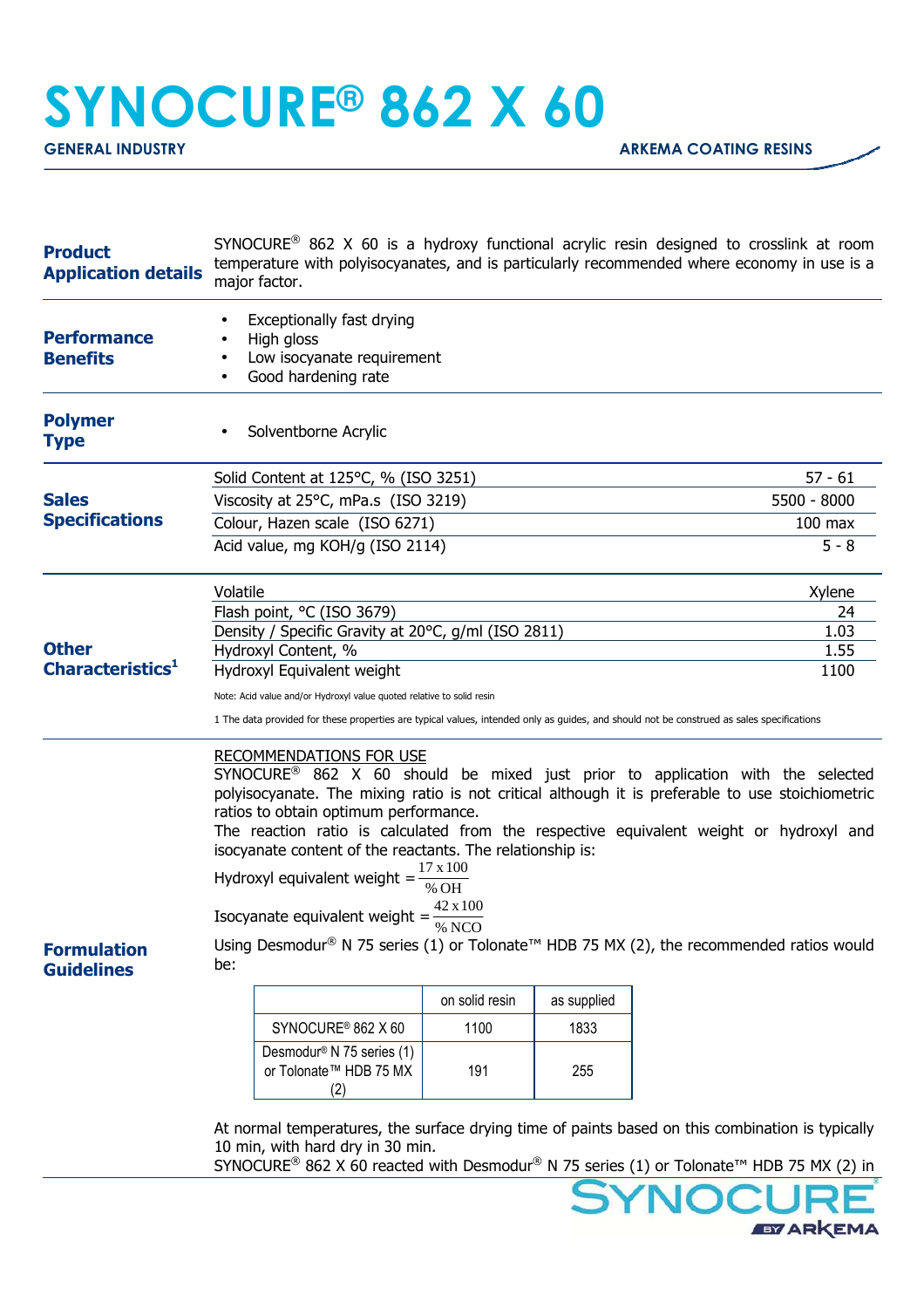# SYNOCURE® 862 X 60

**GENERAL INDUSTRY** | **ARKEMA COATING RESINS**

## Product Application details

SYNOCURE® 862 X 60 is a hydroxy functional acrylic resin designed to crosslink at room temperature with polyisocyanates, and is particularly recommended where economy in use is a major factor.

## Performance Benefits

- Exceptionally fast drying
- High gloss
- Low isocyanate requirement
- Good hardening rate

## Polymer Type

- Solventborne Acrylic

## Sales Specifications

| Property | Value |
|---|---|
| Solid Content at 125°C, % (ISO 3251) | 57 - 61 |
| Viscosity at 25°C, mPa.s (ISO 3219) | 5500 - 8000 |
| Colour, Hazen scale (ISO 6271) | 100 max |
| Acid value, mg KOH/g (ISO 2114) | 5 - 8 |

## Other Characteristics[1]

| Property | Value |
|---|---|
| Volatile | Xylene |
| Flash point, °C (ISO 3679) | 24 |
| Density / Specific Gravity at 20°C, g/ml (ISO 2811) | 1.03 |
| Hydroxyl Content, % | 1.55 |
| Hydroxyl Equivalent weight | 1100 |

Note: Acid value and/or Hydroxyl value quoted relative to solid resin

1 The data provided for these properties are typical values, intended only as guides, and should not be construed as sales specifications

## Formulation Guidelines

RECOMMENDATIONS FOR USE

SYNOCURE® 862 X 60 should be mixed just prior to application with the selected polyisocyanate. The mixing ratio is not critical although it is preferable to use stoichiometric ratios to obtain optimum performance.

The reaction ratio is calculated from the respective equivalent weight or hydroxyl and isocyanate content of the reactants. The relationship is:

$$\text{Hydroxyl equivalent weight} = \frac{17 \times 100}{\% \text{OH}}$$

$$\text{Isocyanate equivalent weight} = \frac{42 \times 100}{\% \text{NCO}}$$

Using Desmodur® N 75 series (1) or Tolonate™ HDB 75 MX (2), the recommended ratios would be:

| | on solid resin | as supplied |
|---|---|---|
| SYNOCURE® 862 X 60 | 1100 | 1833 |
| Desmodur® N 75 series (1) or Tolonate™ HDB 75 MX (2) | 191 | 255 |

At normal temperatures, the surface drying time of paints based on this combination is typically 10 min, with hard dry in 30 min.

SYNOCURE® 862 X 60 reacted with Desmodur® N 75 series (1) or Tolonate™ HDB 75 MX (2) in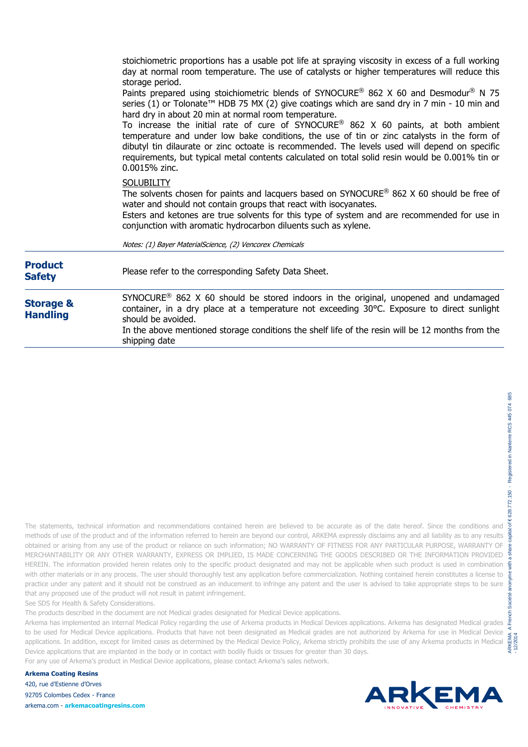stoichiometric proportions has a usable pot life at spraying viscosity in excess of a full working day at normal room temperature. The use of catalysts or higher temperatures will reduce this storage period.

Paints prepared using stoichiometric blends of SYNOCURE® 862 X 60 and Desmodur® N 75 series (1) or Tolonate™ HDB 75 MX (2) give coatings which are sand dry in 7 min - 10 min and hard dry in about 20 min at normal room temperature.

To increase the initial rate of cure of SYNOCURE® 862 X 60 paints, at both ambient temperature and under low bake conditions, the use of tin or zinc catalysts in the form of dibutyl tin dilaurate or zinc octoate is recommended. The levels used will depend on specific requirements, but typical metal contents calculated on total solid resin would be 0.001% tin or 0.0015% zinc.

SOLUBILITY

The solvents chosen for paints and lacquers based on SYNOCURE® 862 X 60 should be free of water and should not contain groups that react with isocyanates.

Esters and ketones are true solvents for this type of system and are recommended for use in conjunction with aromatic hydrocarbon diluents such as xylene.

*Notes: (1) Bayer MaterialScience, (2) Vencorex Chemicals*

## Product Safety

Please refer to the corresponding Safety Data Sheet.

## Storage & Handling

SYNOCURE® 862 X 60 should be stored indoors in the original, unopened and undamaged container, in a dry place at a temperature not exceeding 30°C. Exposure to direct sunlight should be avoided.

In the above mentioned storage conditions the shelf life of the resin will be 12 months from the shipping date

The statements, technical information and recommendations contained herein are believed to be accurate as of the date hereof. Since the conditions and methods of use of the product and of the information referred to herein are beyond our control, ARKEMA expressly disclaims any and all liability as to any results obtained or arising from any use of the product or reliance on such information; NO WARRANTY OF FITNESS FOR ANY PARTICULAR PURPOSE, WARRANTY OF MERCHANTABILITY OR ANY OTHER WARRANTY, EXPRESS OR IMPLIED, IS MADE CONCERNING THE GOODS DESCRIBED OR THE INFORMATION PROVIDED HEREIN. The information provided herein relates only to the specific product designated and may not be applicable when such product is used in combination with other materials or in any process. The user should thoroughly test any application before commercialization. Nothing contained herein constitutes a license to practice under any patent and it should not be construed as an inducement to infringe any patent and the user is advised to take appropriate steps to be sure that any proposed use of the product will not result in patent infringement.

See SDS for Health & Safety Considerations.

The products described in the document are not Medical grades designated for Medical Device applications.

Arkema has implemented an internal Medical Policy regarding the use of Arkema products in Medical Devices applications. Arkema has designated Medical grades to be used for Medical Device applications. Products that have not been designated as Medical grades are not authorized by Arkema for use in Medical Device applications. In addition, except for limited cases as determined by the Medical Device Policy, Arkema strictly prohibits the use of any Arkema products in Medical Device applications that are implanted in the body or in contact with bodily fluids or tissues for greater than 30 days.

For any use of Arkema's product in Medical Device applications, please contact Arkema's sales network.

**Arkema Coating Resins**
420, rue d'Estienne d'Orves
92705 Colombes Cedex - France
arkema.com - **arkemacoatingresins.com**

ARKEMA A French Société anonyme with a share capital of € 628.772.150 - Registered in Nanterre RCS 445 074 685 - 12/2014

ARKEMA INNOVATIVE CHEMISTRY